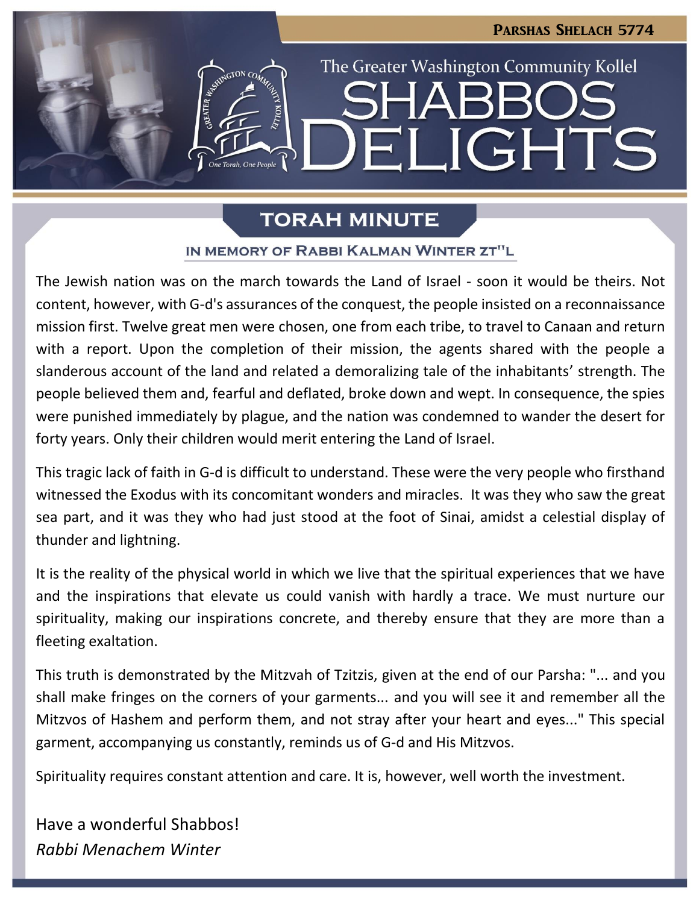Parshas Shelach 5774

The Greater Washington Community Kollel

# SHABBOS DELIGHTS

## TORAH MINUTE

### IN MEMORY OF RABBI KALMAN WINTER ZT"L

The Jewish nation was on the march towards the Land of Israel - soon it would be theirs. Not content, however, with G-d's assurances of the conquest, the people insisted on a reconnaissance mission first. Twelve great men were chosen, one from each tribe, to travel to Canaan and return with a report. Upon the completion of their mission, the agents shared with the people a slanderous account of the land and related a demoralizing tale of the inhabitants' strength. The people believed them and, fearful and deflated, broke down and wept. In consequence, the spies were punished immediately by plague, and the nation was condemned to wander the desert for forty years. Only their children would merit entering the Land of Israel.

This tragic lack of faith in G-d is difficult to understand. These were the very people who firsthand witnessed the Exodus with its concomitant wonders and miracles. It was they who saw the great sea part, and it was they who had just stood at the foot of Sinai, amidst a celestial display of thunder and lightning.

It is the reality of the physical world in which we live that the spiritual experiences that we have and the inspirations that elevate us could vanish with hardly a trace. We must nurture our spirituality, making our inspirations concrete, and thereby ensure that they are more than a fleeting exaltation.

This truth is demonstrated by the Mitzvah of Tzitzis, given at the end of our Parsha: "... and you shall make fringes on the corners of your garments... and you will see it and remember all the Mitzvos of Hashem and perform them, and not stray after your heart and eyes..." This special garment, accompanying us constantly, reminds us of G-d and His Mitzvos.

Spirituality requires constant attention and care. It is, however, well worth the investment.

Have a wonderful Shabbos!
*Rabbi Menachem Winter*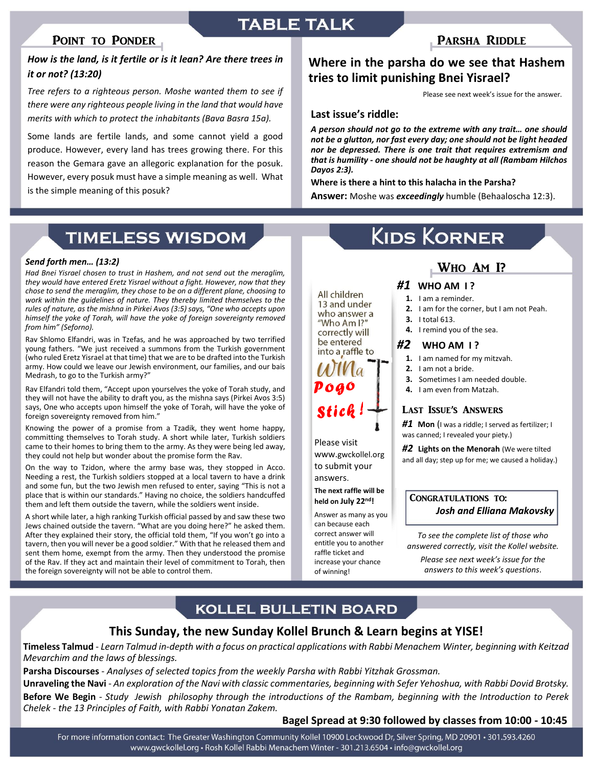# TABLE TALK

## Point to Ponder

***How is the land, is it fertile or is it lean? Are there trees in it or not? (13:20)***

*Tree refers to a righteous person. Moshe wanted them to see if there were any righteous people living in the land that would have merits with which to protect the inhabitants (Bava Basra 15a).*

Some lands are fertile lands, and some cannot yield a good produce. However, every land has trees growing there. For this reason the Gemara gave an allegoric explanation for the posuk. However, every posuk must have a simple meaning as well. What is the simple meaning of this posuk?

## Parsha Riddle

**Where in the parsha do we see that Hashem tries to limit punishing Bnei Yisrael?**

Please see next week's issue for the answer.

**Last issue's riddle:**

***A person should not go to the extreme with any trait… one should not be a glutton, nor fast every day; one should not be light headed nor be depressed. There is one trait that requires extremism and that is humility - one should not be haughty at all (Rambam Hilchos Dayos 2:3).***

**Where is there a hint to this halacha in the Parsha?**

**Answer:** Moshe was ***exceedingly*** humble (Behaaloscha 12:3).

# TIMELESS WISDOM

***Send forth men… (13:2)***

*Had Bnei Yisrael chosen to trust in Hashem, and not send out the meraglim, they would have entered Eretz Yisrael without a fight. However, now that they chose to send the meraglim, they chose to be on a different plane, choosing to work within the guidelines of nature. They thereby limited themselves to the rules of nature, as the mishna in Pirkei Avos (3:5) says, "One who accepts upon himself the yoke of Torah, will have the yoke of foreign sovereignty removed from him." (Seforno).*

Rav Shlomo Elfandri, was in Tzefas, and he was approached by two terrified young fathers. "We just received a summons from the Turkish government (who ruled Eretz Yisrael at that time) that we are to be drafted into the Turkish army. How could we leave our Jewish environment, our families, and our bais Medrash, to go to the Turkish army?"

Rav Elfandri told them, "Accept upon yourselves the yoke of Torah study, and they will not have the ability to draft you, as the mishna says (Pirkei Avos 3:5) says, One who accepts upon himself the yoke of Torah, will have the yoke of foreign sovereignty removed from him."

Knowing the power of a promise from a Tzadik, they went home happy, committing themselves to Torah study. A short while later, Turkish soldiers came to their homes to bring them to the army. As they were being led away, they could not help but wonder about the promise form the Rav.

On the way to Tzidon, where the army base was, they stopped in Acco. Needing a rest, the Turkish soldiers stopped at a local tavern to have a drink and some fun, but the two Jewish men refused to enter, saying "This is not a place that is within our standards." Having no choice, the soldiers handcuffed them and left them outside the tavern, while the soldiers went inside.

A short while later, a high ranking Turkish official passed by and saw these two Jews chained outside the tavern. "What are you doing here?" he asked them. After they explained their story, the official told them, "If you won't go into a tavern, then you will never be a good soldier." With that he released them and sent them home, exempt from the army. Then they understood the promise of the Rav. If they act and maintain their level of commitment to Torah, then the foreign sovereignty will not be able to control them.

# KIDS KORNER

All children 13 and under who answer a "Who Am I?" correctly will be entered into a raffle to **Win a Pogo Stick!**

Please visit www.gwckollel.org to submit your answers.

**The next raffle will be held on July 22nd!**

Answer as many as you can because each correct answer will entitle you to another raffle ticket and increase your chance of winning!

## Who Am I?

### #1 WHO AM I ?

1. I am a reminder.
2. I am for the corner, but I am not Peah.
3. I total 613.
4. I remind you of the sea.

### #2 WHO AM I ?

1. I am named for my mitzvah.
2. I am not a bride.
3. Sometimes I am needed double.
4. I am even from Matzah.

## Last Issue's Answers

***#1*** **Mon** (I was a riddle; I served as fertilizer; I was canned; I revealed your piety.)

***#2*** **Lights on the Menorah** (We were tilted and all day; step up for me; we caused a holiday.)

**Congratulations to:** ***Josh and Elliana Makovsky***

*To see the complete list of those who answered correctly, visit the Kollel website.*

*Please see next week's issue for the answers to this week's questions.*

# KOLLEL BULLETIN BOARD

## This Sunday, the new Sunday Kollel Brunch & Learn begins at YISE!

**Timeless Talmud** - *Learn Talmud in-depth with a focus on practical applications with Rabbi Menachem Winter, beginning with Keitzad Mevarchim and the laws of blessings.*

**Parsha Discourses** - *Analyses of selected topics from the weekly Parsha with Rabbi Yitzchak Grossman.*

**Unraveling the Navi** - *An exploration of the Navi with classic commentaries, beginning with Sefer Yehoshua, with Rabbi Dovid Brotsky.*

**Before We Begin** - *Study Jewish philosophy through the introductions of the Rambam, beginning with the Introduction to Perek Chelek - the 13 Principles of Faith, with Rabbi Yonatan Zakem.*

**Bagel Spread at 9:30 followed by classes from 10:00 - 10:45**

For more information contact: The Greater Washington Community Kollel 10900 Lockwood Dr, Silver Spring, MD 20901 • 301.593.4260
www.gwckollel.org • Rosh Kollel Rabbi Menachem Winter - 301.213.6504 • info@gwckollel.org